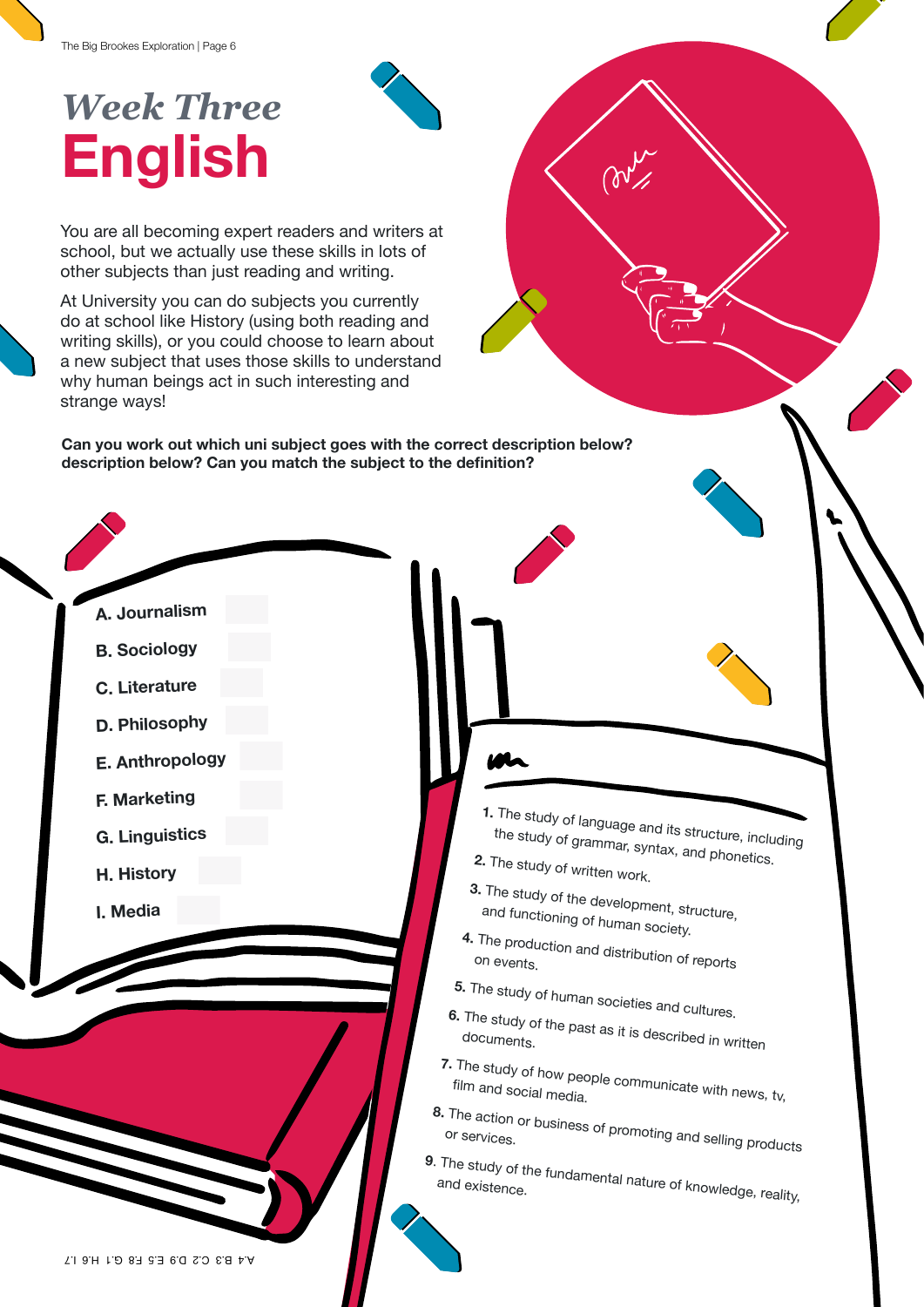# *Week Three*
# English

You are all becoming expert readers and writers at school, but we actually use these skills in lots of other subjects than just reading and writing.

At University you can do subjects you currently do at school like History (using both reading and writing skills), or you could choose to learn about a new subject that uses those skills to understand why human beings act in such interesting and strange ways!

**Can you work out which uni subject goes with the correct description below? description below? Can you match the subject to the definition?**

A. Journalism

B. Sociology

C. Literature

D. Philosophy

E. Anthropology

F. Marketing

G. Linguistics

H. History

I. Media

1. The study of language and its structure, including the study of grammar, syntax, and phonetics.
2. The study of written work.
3. The study of the development, structure, and functioning of human society.
4. The production and distribution of reports on events.
5. The study of human societies and cultures.
6. The study of the past as it is described in written documents.
7. The study of how people communicate with news, tv, film and social media.
8. The action or business of promoting and selling products or services.
9. The study of the fundamental nature of knowledge, reality, and existence.

A.4 B.3 C.2 D.9 E.5 F.8 G.1 H.6 I.7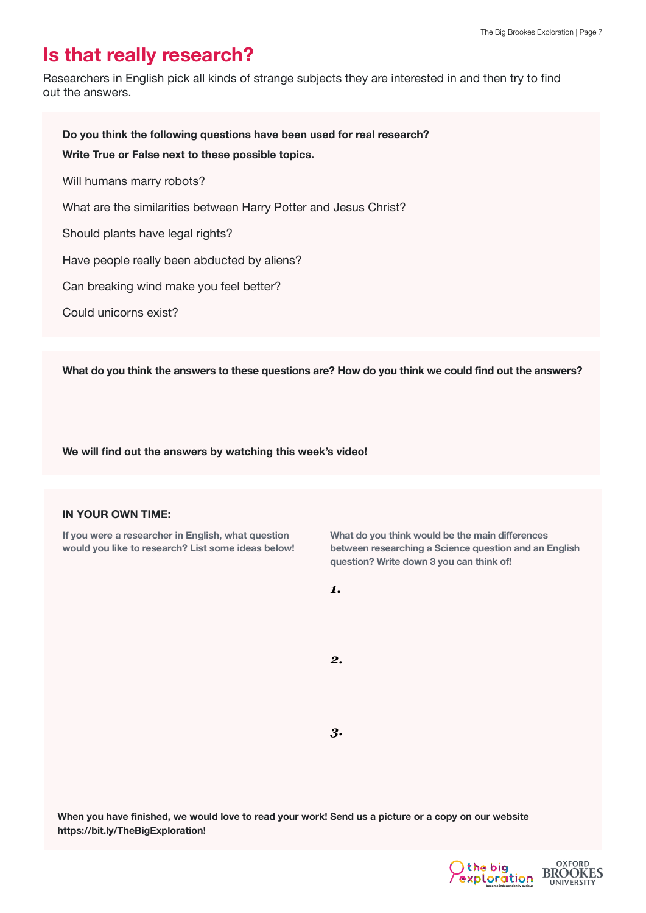# Is that really research?

Researchers in English pick all kinds of strange subjects they are interested in and then try to find out the answers.

**Do you think the following questions have been used for real research?**

**Write True or False next to these possible topics.**

Will humans marry robots?

What are the similarities between Harry Potter and Jesus Christ?

Should plants have legal rights?

Have people really been abducted by aliens?

Can breaking wind make you feel better?

Could unicorns exist?

**What do you think the answers to these questions are? How do you think we could find out the answers?**

**We will find out the answers by watching this week's video!**

**IN YOUR OWN TIME:**

**If you were a researcher in English, what question would you like to research? List some ideas below!**

**What do you think would be the main differences between researching a Science question and an English question? Write down 3 you can think of!**

***1.***

***2.***

***3.***

**When you have finished, we would love to read your work! Send us a picture or a copy on our website https://bit.ly/TheBigExploration!**